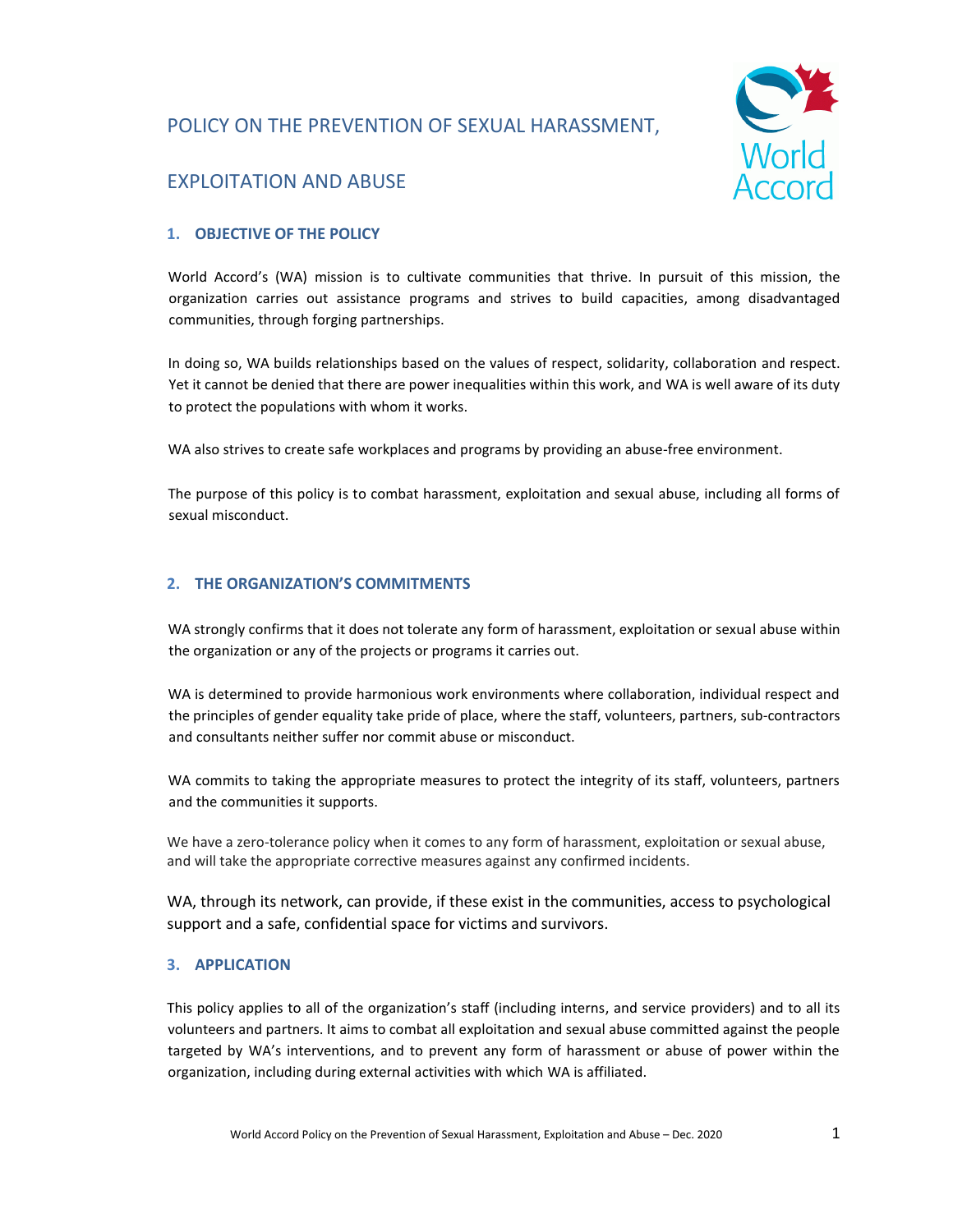# POLICY ON THE PREVENTION OF SEXUAL HARASSMENT, EXPLOITATION AND ABUSE

## 1. OBJECTIVE OF THE POLICY

World Accord's (WA) mission is to cultivate communities that thrive. In pursuit of this mission, the organization carries out assistance programs and strives to build capacities, among disadvantaged communities, through forging partnerships.

In doing so, WA builds relationships based on the values of respect, solidarity, collaboration and respect. Yet it cannot be denied that there are power inequalities within this work, and WA is well aware of its duty to protect the populations with whom it works.

WA also strives to create safe workplaces and programs by providing an abuse-free environment.

The purpose of this policy is to combat harassment, exploitation and sexual abuse, including all forms of sexual misconduct.

## 2. THE ORGANIZATION'S COMMITMENTS

WA strongly confirms that it does not tolerate any form of harassment, exploitation or sexual abuse within the organization or any of the projects or programs it carries out.

WA is determined to provide harmonious work environments where collaboration, individual respect and the principles of gender equality take pride of place, where the staff, volunteers, partners, sub-contractors and consultants neither suffer nor commit abuse or misconduct.

WA commits to taking the appropriate measures to protect the integrity of its staff, volunteers, partners and the communities it supports.

We have a zero-tolerance policy when it comes to any form of harassment, exploitation or sexual abuse, and will take the appropriate corrective measures against any confirmed incidents.

WA, through its network, can provide, if these exist in the communities, access to psychological support and a safe, confidential space for victims and survivors.

## 3. APPLICATION

This policy applies to all of the organization's staff (including interns, and service providers) and to all its volunteers and partners. It aims to combat all exploitation and sexual abuse committed against the people targeted by WA's interventions, and to prevent any form of harassment or abuse of power within the organization, including during external activities with which WA is affiliated.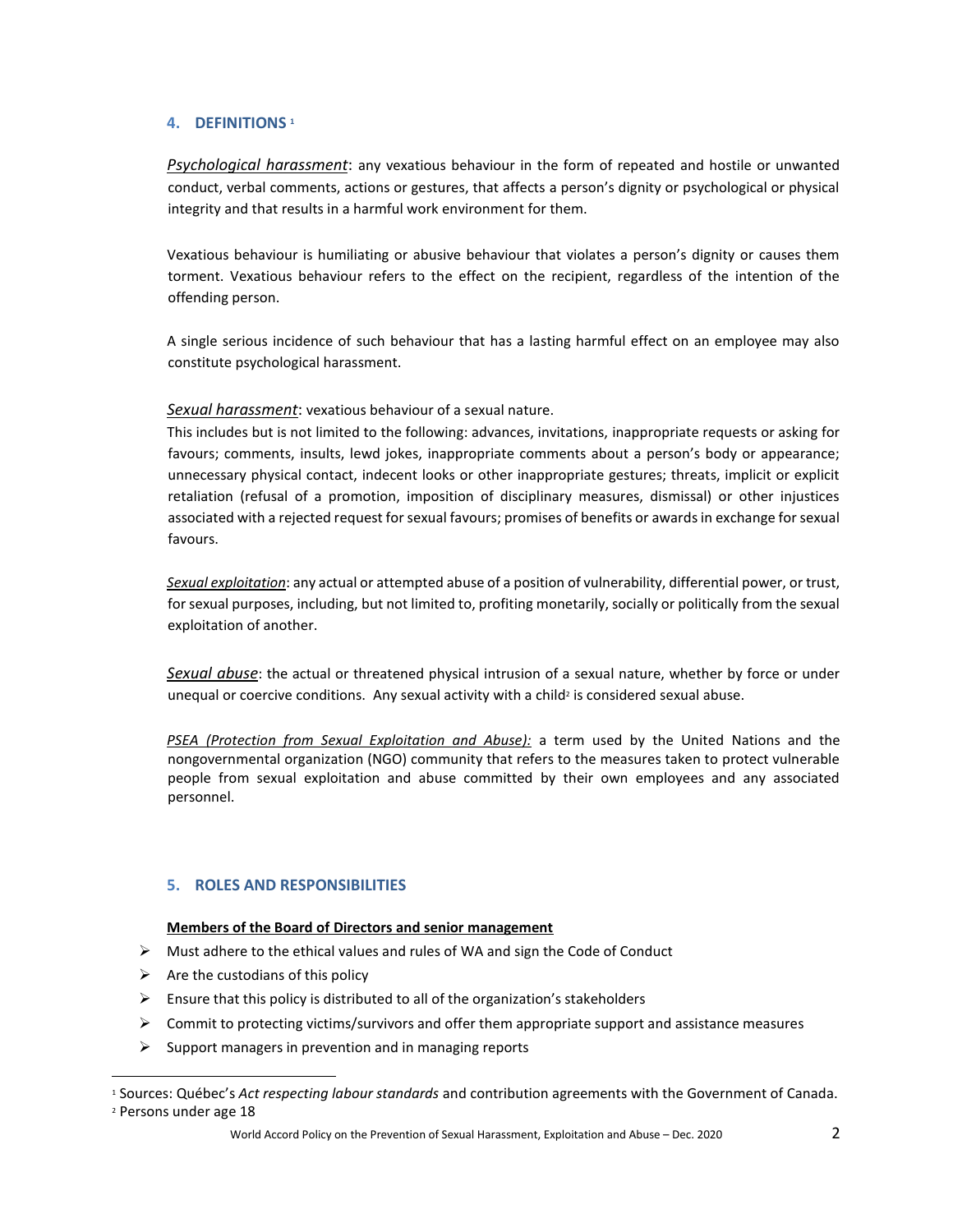## 4. DEFINITIONS [1]

*Psychological harassment*: any vexatious behaviour in the form of repeated and hostile or unwanted conduct, verbal comments, actions or gestures, that affects a person's dignity or psychological or physical integrity and that results in a harmful work environment for them.

Vexatious behaviour is humiliating or abusive behaviour that violates a person's dignity or causes them torment. Vexatious behaviour refers to the effect on the recipient, regardless of the intention of the offending person.

A single serious incidence of such behaviour that has a lasting harmful effect on an employee may also constitute psychological harassment.

*Sexual harassment*: vexatious behaviour of a sexual nature.
This includes but is not limited to the following: advances, invitations, inappropriate requests or asking for favours; comments, insults, lewd jokes, inappropriate comments about a person's body or appearance; unnecessary physical contact, indecent looks or other inappropriate gestures; threats, implicit or explicit retaliation (refusal of a promotion, imposition of disciplinary measures, dismissal) or other injustices associated with a rejected request for sexual favours; promises of benefits or awards in exchange for sexual favours.

*Sexual exploitation*: any actual or attempted abuse of a position of vulnerability, differential power, or trust, for sexual purposes, including, but not limited to, profiting monetarily, socially or politically from the sexual exploitation of another.

*Sexual abuse*: the actual or threatened physical intrusion of a sexual nature, whether by force or under unequal or coercive conditions. Any sexual activity with a child[2] is considered sexual abuse.

*PSEA (Protection from Sexual Exploitation and Abuse):* a term used by the United Nations and the nongovernmental organization (NGO) community that refers to the measures taken to protect vulnerable people from sexual exploitation and abuse committed by their own employees and any associated personnel.

## 5. ROLES AND RESPONSIBILITIES

**Members of the Board of Directors and senior management**

- Must adhere to the ethical values and rules of WA and sign the Code of Conduct
- Are the custodians of this policy
- Ensure that this policy is distributed to all of the organization's stakeholders
- Commit to protecting victims/survivors and offer them appropriate support and assistance measures
- Support managers in prevention and in managing reports

[1] Sources: Québec's *Act respecting labour standards* and contribution agreements with the Government of Canada.
[2] Persons under age 18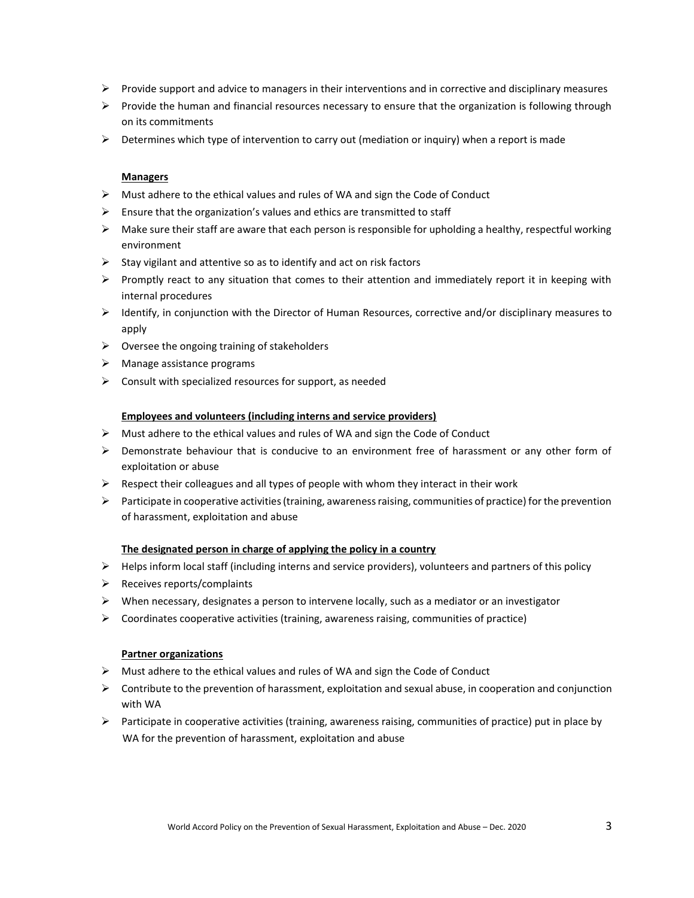- Provide support and advice to managers in their interventions and in corrective and disciplinary measures
- Provide the human and financial resources necessary to ensure that the organization is following through on its commitments
- Determines which type of intervention to carry out (mediation or inquiry) when a report is made

**<u>Managers</u>**

- Must adhere to the ethical values and rules of WA and sign the Code of Conduct
- Ensure that the organization's values and ethics are transmitted to staff
- Make sure their staff are aware that each person is responsible for upholding a healthy, respectful working environment
- Stay vigilant and attentive so as to identify and act on risk factors
- Promptly react to any situation that comes to their attention and immediately report it in keeping with internal procedures
- Identify, in conjunction with the Director of Human Resources, corrective and/or disciplinary measures to apply
- Oversee the ongoing training of stakeholders
- Manage assistance programs
- Consult with specialized resources for support, as needed

**<u>Employees and volunteers (including interns and service providers)</u>**

- Must adhere to the ethical values and rules of WA and sign the Code of Conduct
- Demonstrate behaviour that is conducive to an environment free of harassment or any other form of exploitation or abuse
- Respect their colleagues and all types of people with whom they interact in their work
- Participate in cooperative activities (training, awareness raising, communities of practice) for the prevention of harassment, exploitation and abuse

**<u>The designated person in charge of applying the policy in a country</u>**

- Helps inform local staff (including interns and service providers), volunteers and partners of this policy
- Receives reports/complaints
- When necessary, designates a person to intervene locally, such as a mediator or an investigator
- Coordinates cooperative activities (training, awareness raising, communities of practice)

**<u>Partner organizations</u>**

- Must adhere to the ethical values and rules of WA and sign the Code of Conduct
- Contribute to the prevention of harassment, exploitation and sexual abuse, in cooperation and conjunction with WA
- Participate in cooperative activities (training, awareness raising, communities of practice) put in place by WA for the prevention of harassment, exploitation and abuse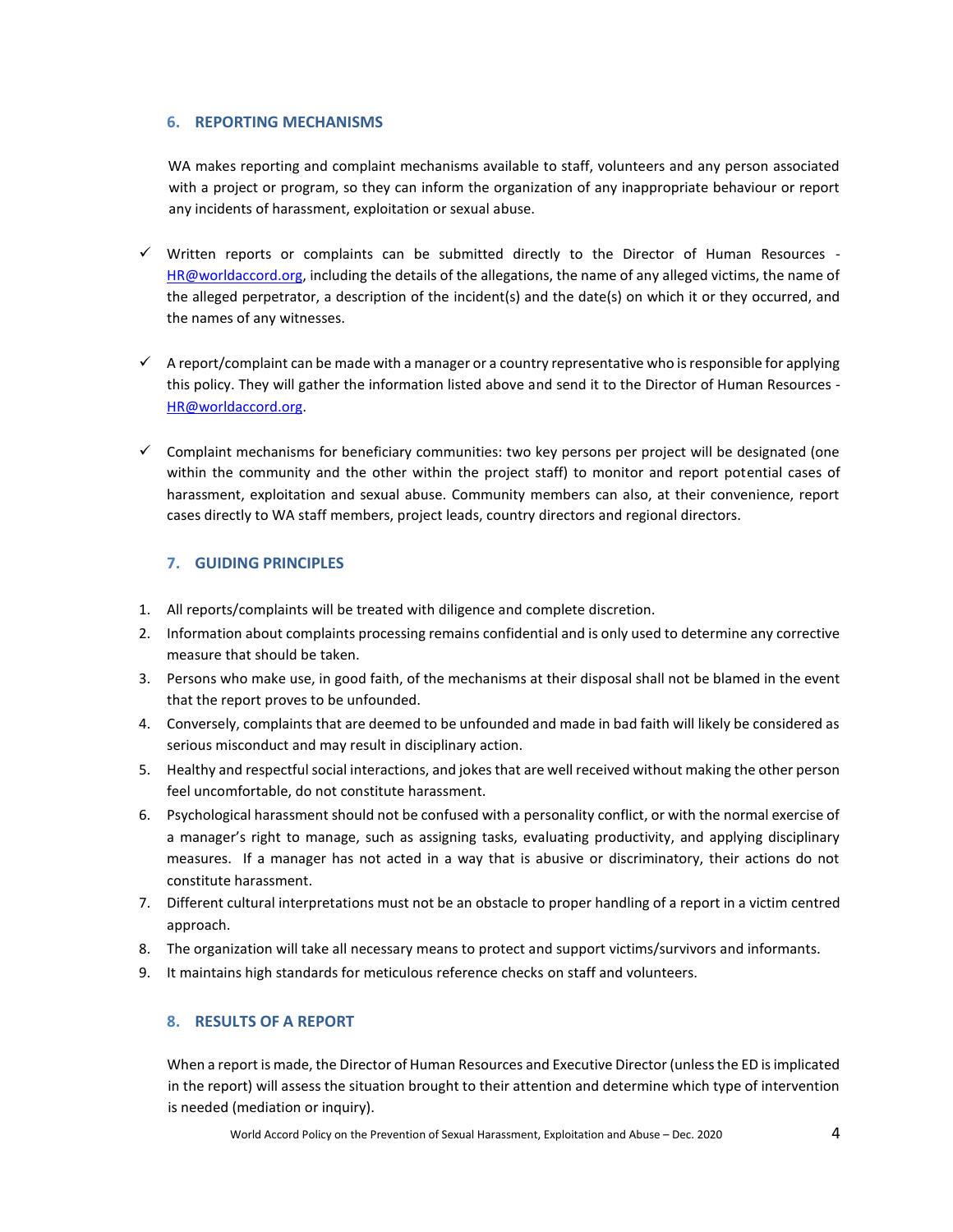## 6. REPORTING MECHANISMS

WA makes reporting and complaint mechanisms available to staff, volunteers and any person associated with a project or program, so they can inform the organization of any inappropriate behaviour or report any incidents of harassment, exploitation or sexual abuse.

- ✓ Written reports or complaints can be submitted directly to the Director of Human Resources - HR@worldaccord.org, including the details of the allegations, the name of any alleged victims, the name of the alleged perpetrator, a description of the incident(s) and the date(s) on which it or they occurred, and the names of any witnesses.

- ✓ A report/complaint can be made with a manager or a country representative who is responsible for applying this policy. They will gather the information listed above and send it to the Director of Human Resources - HR@worldaccord.org.

- ✓ Complaint mechanisms for beneficiary communities: two key persons per project will be designated (one within the community and the other within the project staff) to monitor and report potential cases of harassment, exploitation and sexual abuse. Community members can also, at their convenience, report cases directly to WA staff members, project leads, country directors and regional directors.

## 7. GUIDING PRINCIPLES

1. All reports/complaints will be treated with diligence and complete discretion.
2. Information about complaints processing remains confidential and is only used to determine any corrective measure that should be taken.
3. Persons who make use, in good faith, of the mechanisms at their disposal shall not be blamed in the event that the report proves to be unfounded.
4. Conversely, complaints that are deemed to be unfounded and made in bad faith will likely be considered as serious misconduct and may result in disciplinary action.
5. Healthy and respectful social interactions, and jokes that are well received without making the other person feel uncomfortable, do not constitute harassment.
6. Psychological harassment should not be confused with a personality conflict, or with the normal exercise of a manager's right to manage, such as assigning tasks, evaluating productivity, and applying disciplinary measures. If a manager has not acted in a way that is abusive or discriminatory, their actions do not constitute harassment.
7. Different cultural interpretations must not be an obstacle to proper handling of a report in a victim centred approach.
8. The organization will take all necessary means to protect and support victims/survivors and informants.
9. It maintains high standards for meticulous reference checks on staff and volunteers.

## 8. RESULTS OF A REPORT

When a report is made, the Director of Human Resources and Executive Director (unless the ED is implicated in the report) will assess the situation brought to their attention and determine which type of intervention is needed (mediation or inquiry).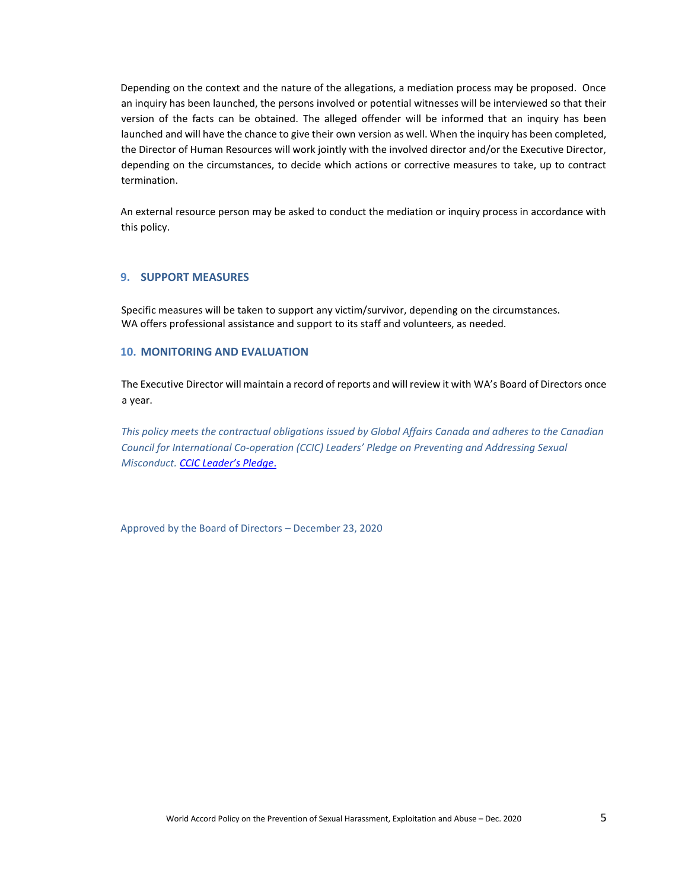Depending on the context and the nature of the allegations, a mediation process may be proposed. Once an inquiry has been launched, the persons involved or potential witnesses will be interviewed so that their version of the facts can be obtained. The alleged offender will be informed that an inquiry has been launched and will have the chance to give their own version as well. When the inquiry has been completed, the Director of Human Resources will work jointly with the involved director and/or the Executive Director, depending on the circumstances, to decide which actions or corrective measures to take, up to contract termination.

An external resource person may be asked to conduct the mediation or inquiry process in accordance with this policy.

## 9. SUPPORT MEASURES

Specific measures will be taken to support any victim/survivor, depending on the circumstances.
WA offers professional assistance and support to its staff and volunteers, as needed.

## 10. MONITORING AND EVALUATION

The Executive Director will maintain a record of reports and will review it with WA's Board of Directors once a year.

*This policy meets the contractual obligations issued by Global Affairs Canada and adheres to the Canadian Council for International Co-operation (CCIC) Leaders' Pledge on Preventing and Addressing Sexual Misconduct. CCIC Leader's Pledge.*

Approved by the Board of Directors – December 23, 2020